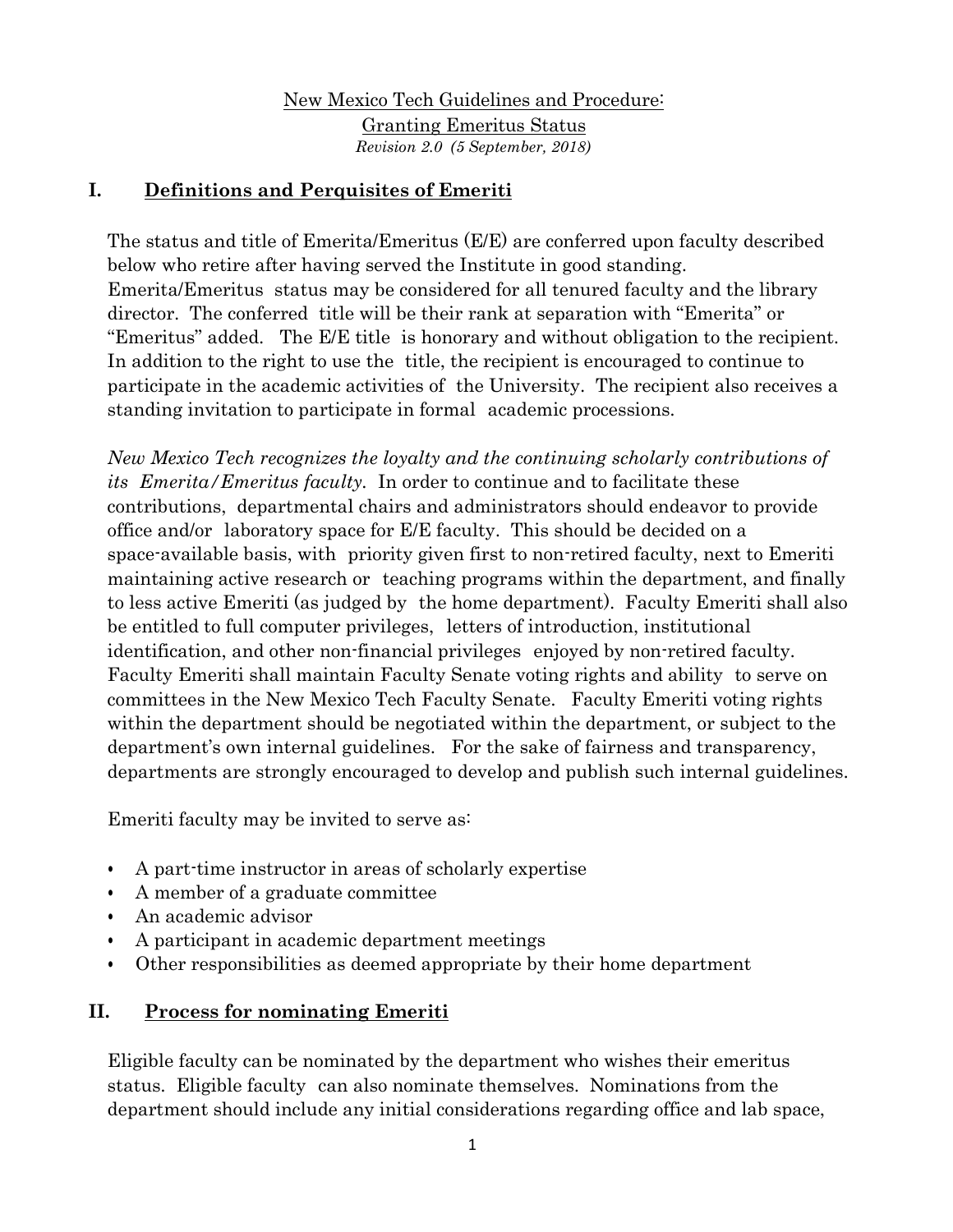New Mexico Tech Guidelines and Procedure:
Granting Emeritus Status
*Revision 2.0 (5 September, 2018)*

## I. Definitions and Perquisites of Emeriti

The status and title of Emerita/Emeritus (E/E) are conferred upon faculty described below who retire after having served the Institute in good standing. Emerita/Emeritus status may be considered for all tenured faculty and the library director. The conferred title will be their rank at separation with "Emerita" or "Emeritus" added. The E/E title is honorary and without obligation to the recipient. In addition to the right to use the title, the recipient is encouraged to continue to participate in the academic activities of the University. The recipient also receives a standing invitation to participate in formal academic processions.

*New Mexico Tech recognizes the loyalty and the continuing scholarly contributions of its Emerita/Emeritus faculty.* In order to continue and to facilitate these contributions, departmental chairs and administrators should endeavor to provide office and/or laboratory space for E/E faculty. This should be decided on a space-available basis, with priority given first to non-retired faculty, next to Emeriti maintaining active research or teaching programs within the department, and finally to less active Emeriti (as judged by the home department). Faculty Emeriti shall also be entitled to full computer privileges, letters of introduction, institutional identification, and other non-financial privileges enjoyed by non-retired faculty. Faculty Emeriti shall maintain Faculty Senate voting rights and ability to serve on committees in the New Mexico Tech Faculty Senate. Faculty Emeriti voting rights within the department should be negotiated within the department, or subject to the department's own internal guidelines. For the sake of fairness and transparency, departments are strongly encouraged to develop and publish such internal guidelines.

Emeriti faculty may be invited to serve as:

- A part-time instructor in areas of scholarly expertise
- A member of a graduate committee
- An academic advisor
- A participant in academic department meetings
- Other responsibilities as deemed appropriate by their home department

## II. Process for nominating Emeriti

Eligible faculty can be nominated by the department who wishes their emeritus status. Eligible faculty can also nominate themselves. Nominations from the department should include any initial considerations regarding office and lab space,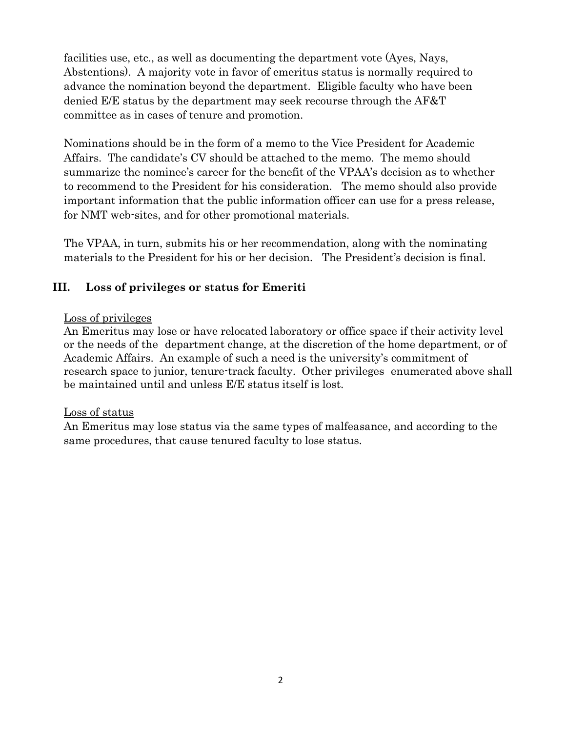facilities use, etc., as well as documenting the department vote (Ayes, Nays, Abstentions). A majority vote in favor of emeritus status is normally required to advance the nomination beyond the department. Eligible faculty who have been denied E/E status by the department may seek recourse through the AF&T committee as in cases of tenure and promotion.

Nominations should be in the form of a memo to the Vice President for Academic Affairs. The candidate's CV should be attached to the memo. The memo should summarize the nominee's career for the benefit of the VPAA's decision as to whether to recommend to the President for his consideration. The memo should also provide important information that the public information officer can use for a press release, for NMT web-sites, and for other promotional materials.

The VPAA, in turn, submits his or her recommendation, along with the nominating materials to the President for his or her decision. The President's decision is final.

## III. Loss of privileges or status for Emeriti

Loss of privileges

An Emeritus may lose or have relocated laboratory or office space if their activity level or the needs of the department change, at the discretion of the home department, or of Academic Affairs. An example of such a need is the university's commitment of research space to junior, tenure-track faculty. Other privileges enumerated above shall be maintained until and unless E/E status itself is lost.

Loss of status

An Emeritus may lose status via the same types of malfeasance, and according to the same procedures, that cause tenured faculty to lose status.